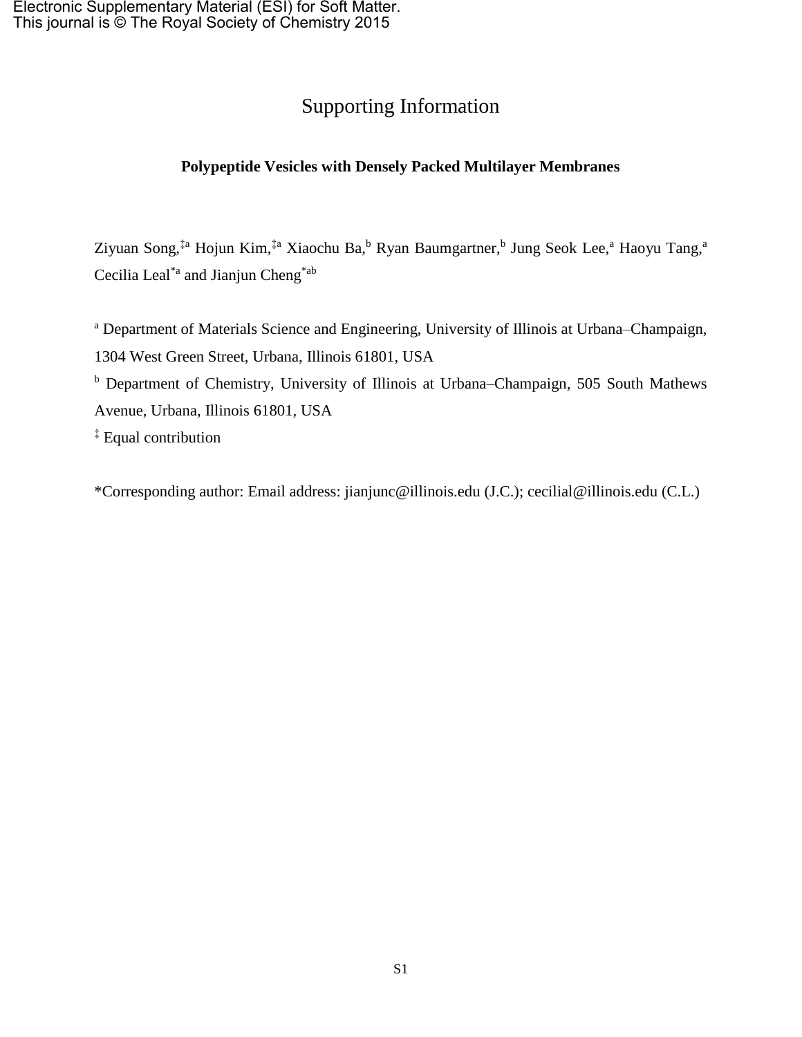Electronic Supplementary Material (ESI) for Soft Matter.
This journal is © The Royal Society of Chemistry 2015

# Supporting Information

## Polypeptide Vesicles with Densely Packed Multilayer Membranes

Ziyuan Song,[‡a] Hojun Kim,[‡a] Xiaochu Ba,[b] Ryan Baumgartner,[b] Jung Seok Lee,[a] Haoyu Tang,[a] Cecilia Leal[*a] and Jianjun Cheng[*ab]

[a] Department of Materials Science and Engineering, University of Illinois at Urbana–Champaign, 1304 West Green Street, Urbana, Illinois 61801, USA

[b] Department of Chemistry, University of Illinois at Urbana–Champaign, 505 South Mathews Avenue, Urbana, Illinois 61801, USA

[‡] Equal contribution

*Corresponding author: Email address: jianjunc@illinois.edu (J.C.); cecilial@illinois.edu (C.L.)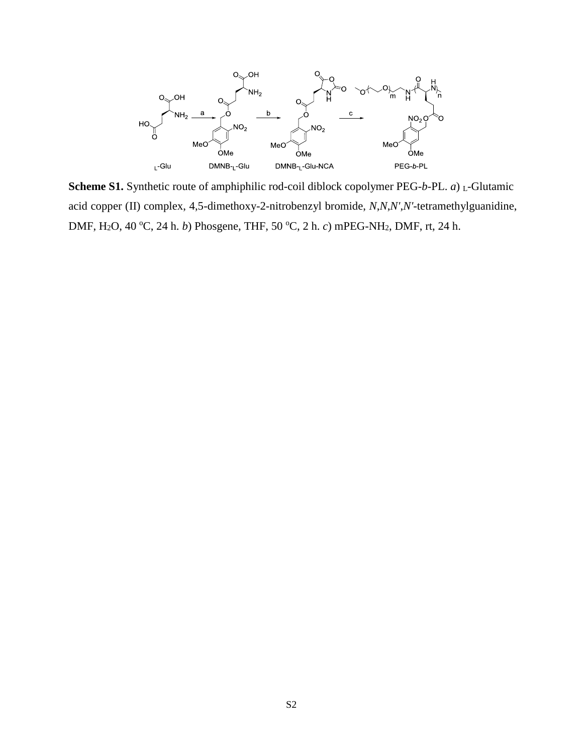L-Glu

DMNB-L-Glu

DMNB-L-Glu-NCA

PEG-*b*-PL

a

b

c

**Scheme S1.** Synthetic route of amphiphilic rod-coil diblock copolymer PEG-*b*-PL. *a*) L-Glutamic acid copper (II) complex, 4,5-dimethoxy-2-nitrobenzyl bromide, *N*,*N*,*N'*,*N'*-tetramethylguanidine, DMF, $H_2O$, 40 $^oC$, 24 h. *b*) Phosgene, THF, 50 $^oC$, 2 h. *c*) mPEG-$NH_2$, DMF, rt, 24 h.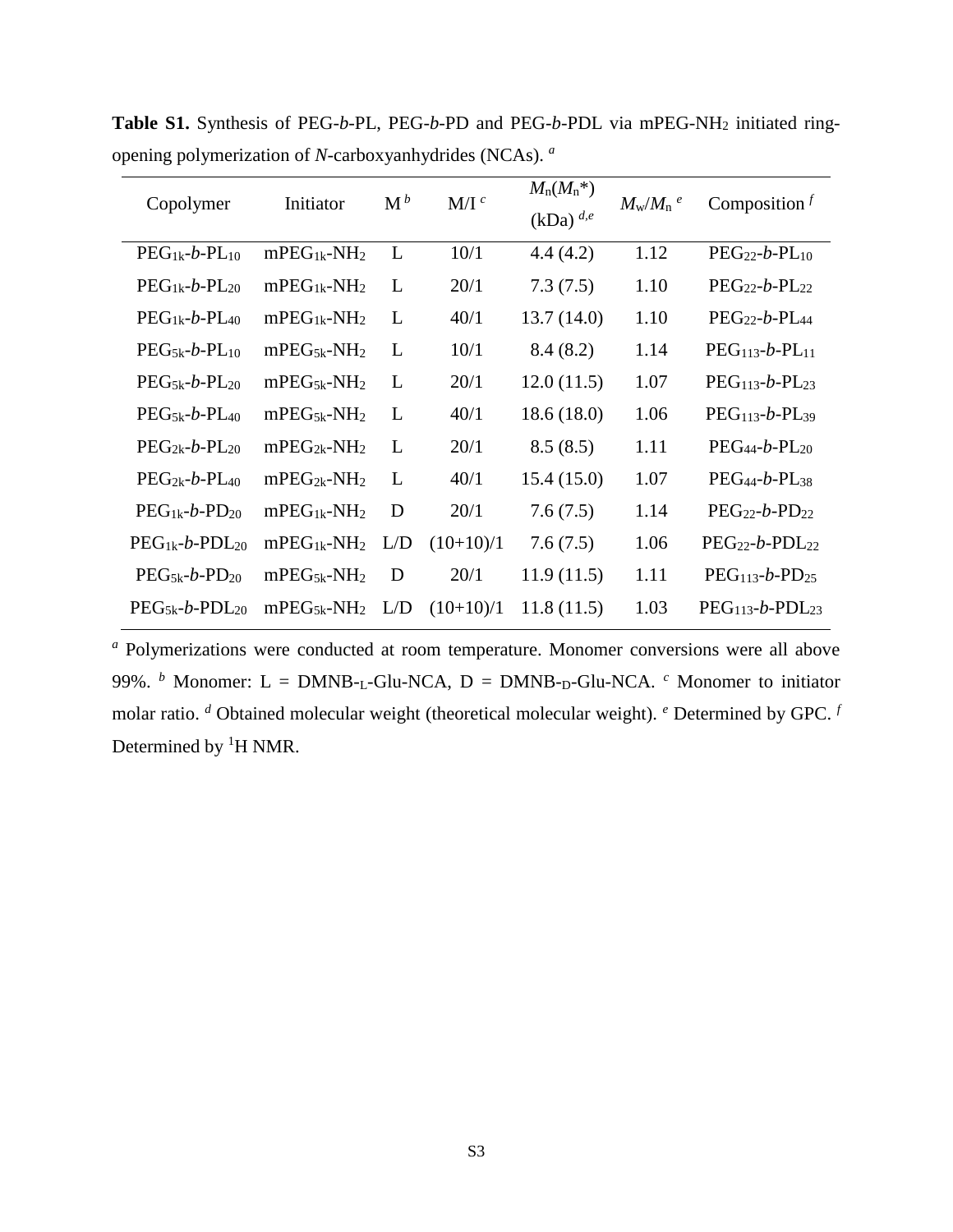**Table S1.** Synthesis of PEG-*b*-PL, PEG-*b*-PD and PEG-*b*-PDL via mPEG-$NH_2$ initiated ring-opening polymerization of *N*-carboxyanhydrides (NCAs). [a]

| Copolymer | Initiator | M [b] | M/I [c] | $M_n$($M_n$*) (kDa) [d,e] | $M_w/M_n$ [e] | Composition [f] |
|---|---|---|---|---|---|---|
| $PEG_{1k}$-*b*-$PL_{10}$ | $mPEG_{1k}$-$NH_2$ | L | 10/1 | 4.4 (4.2) | 1.12 | $PEG_{22}$-*b*-$PL_{10}$ |
| $PEG_{1k}$-*b*-$PL_{20}$ | $mPEG_{1k}$-$NH_2$ | L | 20/1 | 7.3 (7.5) | 1.10 | $PEG_{22}$-*b*-$PL_{22}$ |
| $PEG_{1k}$-*b*-$PL_{40}$ | $mPEG_{1k}$-$NH_2$ | L | 40/1 | 13.7 (14.0) | 1.10 | $PEG_{22}$-*b*-$PL_{44}$ |
| $PEG_{5k}$-*b*-$PL_{10}$ | $mPEG_{5k}$-$NH_2$ | L | 10/1 | 8.4 (8.2) | 1.14 | $PEG_{113}$-*b*-$PL_{11}$ |
| $PEG_{5k}$-*b*-$PL_{20}$ | $mPEG_{5k}$-$NH_2$ | L | 20/1 | 12.0 (11.5) | 1.07 | $PEG_{113}$-*b*-$PL_{23}$ |
| $PEG_{5k}$-*b*-$PL_{40}$ | $mPEG_{5k}$-$NH_2$ | L | 40/1 | 18.6 (18.0) | 1.06 | $PEG_{113}$-*b*-$PL_{39}$ |
| $PEG_{2k}$-*b*-$PL_{20}$ | $mPEG_{2k}$-$NH_2$ | L | 20/1 | 8.5 (8.5) | 1.11 | $PEG_{44}$-*b*-$PL_{20}$ |
| $PEG_{2k}$-*b*-$PL_{40}$ | $mPEG_{2k}$-$NH_2$ | L | 40/1 | 15.4 (15.0) | 1.07 | $PEG_{44}$-*b*-$PL_{38}$ |
| $PEG_{1k}$-*b*-$PD_{20}$ | $mPEG_{1k}$-$NH_2$ | D | 20/1 | 7.6 (7.5) | 1.14 | $PEG_{22}$-*b*-$PD_{22}$ |
| $PEG_{1k}$-*b*-$PDL_{20}$ | $mPEG_{1k}$-$NH_2$ | L/D | (10+10)/1 | 7.6 (7.5) | 1.06 | $PEG_{22}$-*b*-$PDL_{22}$ |
| $PEG_{5k}$-*b*-$PD_{20}$ | $mPEG_{5k}$-$NH_2$ | D | 20/1 | 11.9 (11.5) | 1.11 | $PEG_{113}$-*b*-$PD_{25}$ |
| $PEG_{5k}$-*b*-$PDL_{20}$ | $mPEG_{5k}$-$NH_2$ | L/D | (10+10)/1 | 11.8 (11.5) | 1.03 | $PEG_{113}$-*b*-$PDL_{23}$ |

[a] Polymerizations were conducted at room temperature. Monomer conversions were all above 99%. [b] Monomer: L = DMNB-L-Glu-NCA, D = DMNB-D-Glu-NCA. [c] Monomer to initiator molar ratio. [d] Obtained molecular weight (theoretical molecular weight). [e] Determined by GPC. [f] Determined by $^1$H NMR.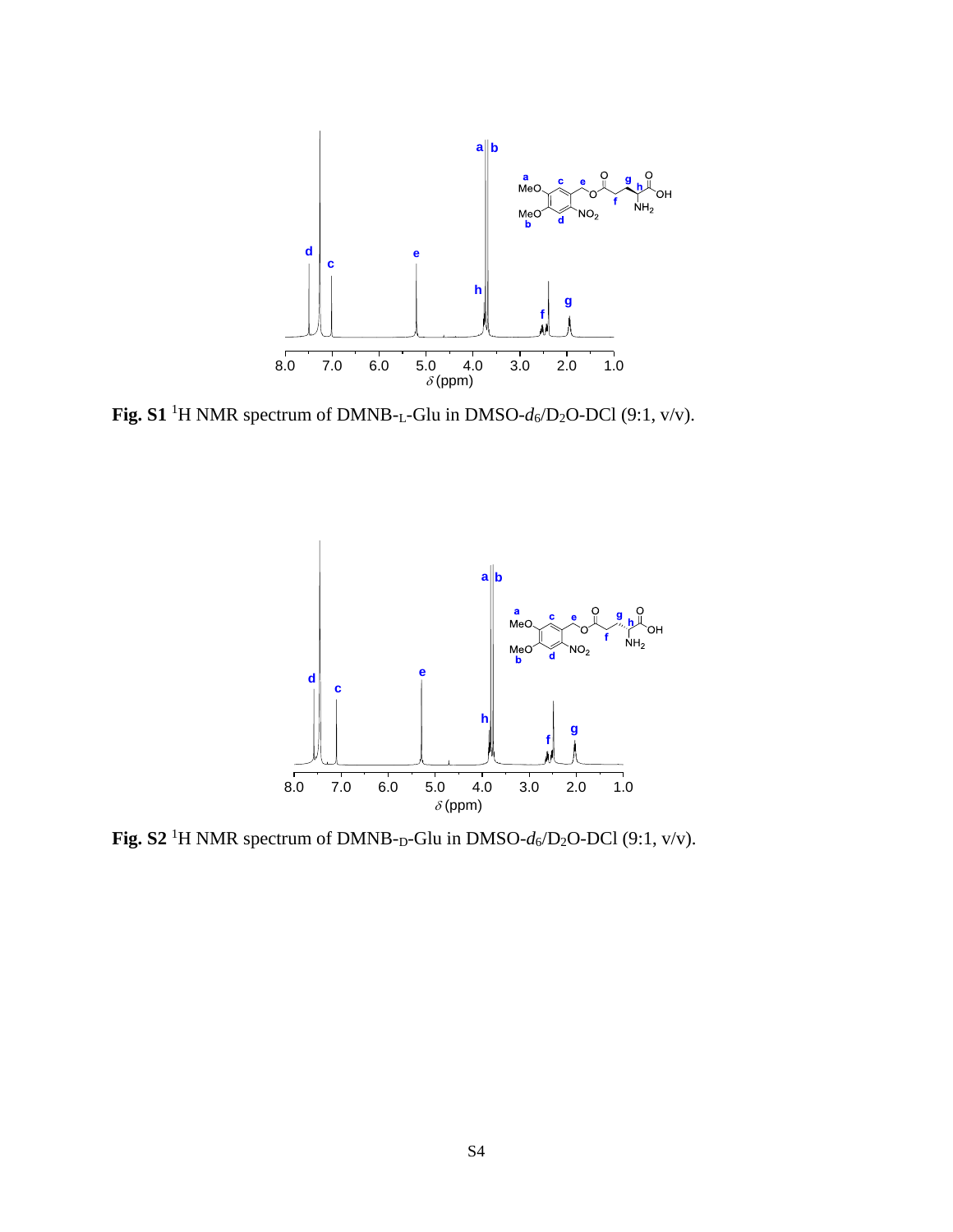a b

a
MeO
c
e
O
O
g
h
O
OH
f
NH2
MeO
b
d
NO2

d

c

e

h

f

g

8.0 7.0 6.0 5.0 4.0 3.0 2.0 1.0

$\delta$ (ppm)

**Fig. S1** [1]H NMR spectrum of DMNB-L-Glu in DMSO-$d_6$/$D_2O$-DCl (9:1, v/v).

a b

a
MeO
c
e
O
O
g
h
O
OH
f
NH2
MeO
b
d
NO2

d

c

e

h

f

g

8.0 7.0 6.0 5.0 4.0 3.0 2.0 1.0

$\delta$ (ppm)

**Fig. S2** [1]H NMR spectrum of DMNB-D-Glu in DMSO-$d_6$/$D_2O$-DCl (9:1, v/v).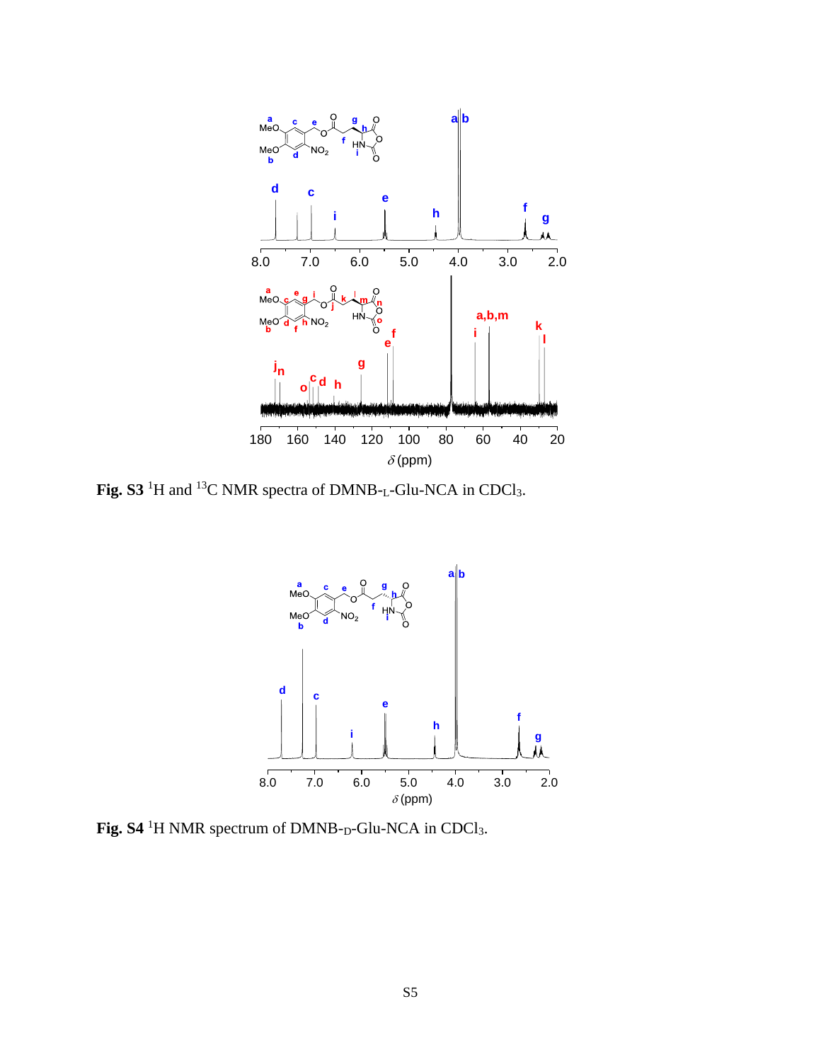**Fig. S3** $^{1}$H and $^{13}$C NMR spectra of DMNB-L-Glu-NCA in $CDCl_3$.

**Fig. S4** $^{1}$H NMR spectrum of DMNB-D-Glu-NCA in $CDCl_3$.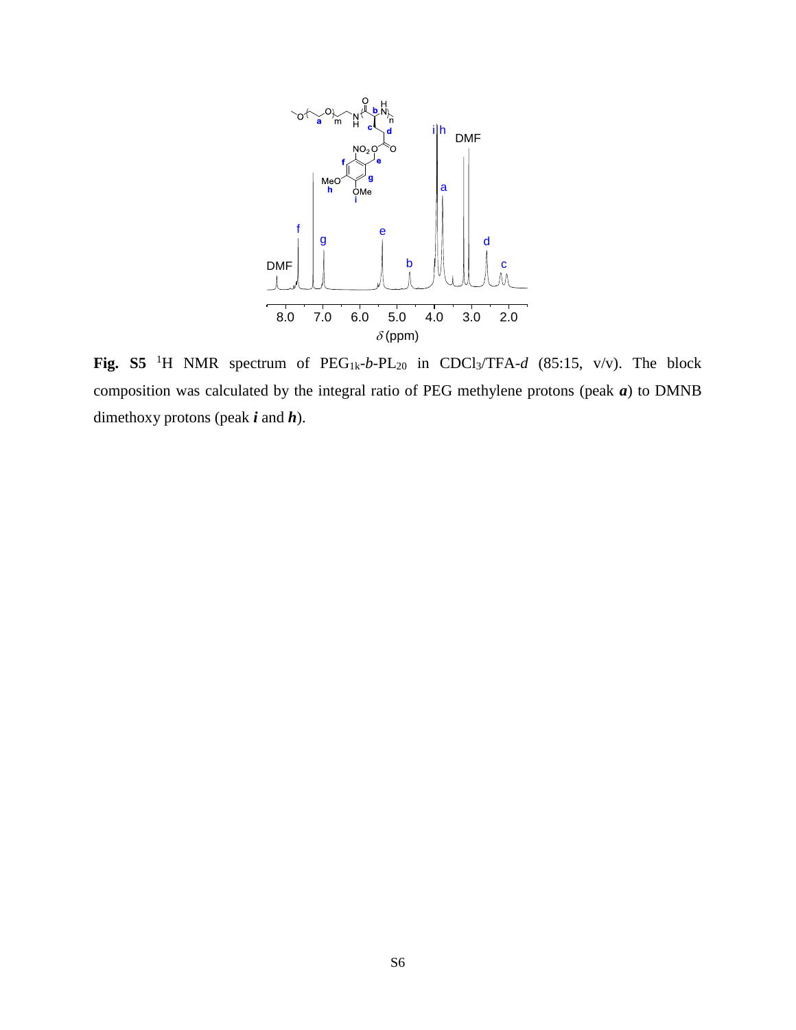DMF

f

g

e

b

i h

DMF

a

d

c

8.0 7.0 6.0 5.0 4.0 3.0 2.0

δ (ppm)

**Fig. S5** [1]H NMR spectrum of $PEG_{1k}$-*b*-$PL_{20}$ in $CDCl_3$/TFA-*d* (85:15, v/v). The block composition was calculated by the integral ratio of PEG methylene protons (peak ***a***) to DMNB dimethoxy protons (peak ***i*** and ***h***).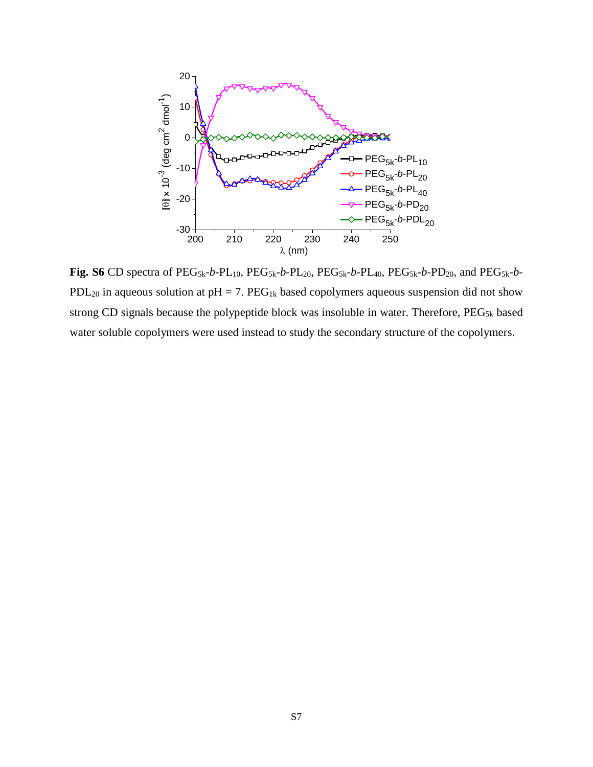20

10

0

-10

-20

-30

$[\theta] \times 10^{-3}$ (deg cm$^2$ dmol$^{-1}$)

200 210 220 230 240 250

λ (nm)

$PEG_{5k}$-*b*-$PL_{10}$

$PEG_{5k}$-*b*-$PL_{20}$

$PEG_{5k}$-*b*-$PL_{40}$

$PEG_{5k}$-*b*-$PD_{20}$

$PEG_{5k}$-*b*-$PDL_{20}$

**Fig. S6** CD spectra of $PEG_{5k}$-*b*-$PL_{10}$, $PEG_{5k}$-*b*-$PL_{20}$, $PEG_{5k}$-*b*-$PL_{40}$, $PEG_{5k}$-*b*-$PD_{20}$, and $PEG_{5k}$-*b*-$PDL_{20}$ in aqueous solution at pH = 7. $PEG_{1k}$ based copolymers aqueous suspension did not show strong CD signals because the polypeptide block was insoluble in water. Therefore, $PEG_{5k}$ based water soluble copolymers were used instead to study the secondary structure of the copolymers.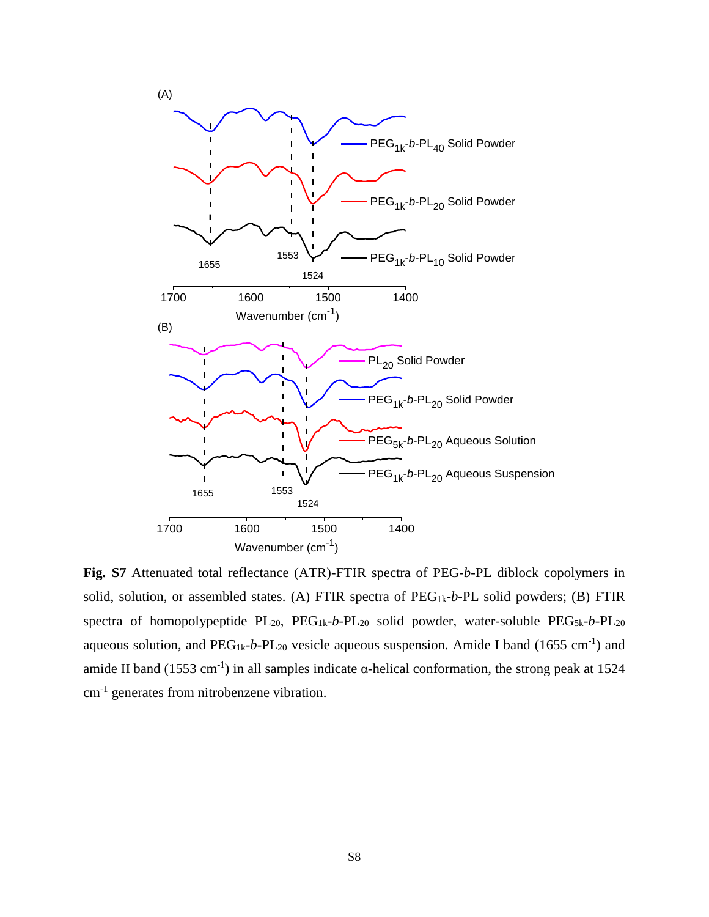(A)

PEG$_{1k}$-*b*-PL$_{40}$ Solid Powder

PEG$_{1k}$-*b*-PL$_{20}$ Solid Powder

PEG$_{1k}$-*b*-PL$_{10}$ Solid Powder

1655

1553

1524

1700 1600 1500 1400

Wavenumber (cm$^{-1}$)

(B)

PL$_{20}$ Solid Powder

PEG$_{1k}$-*b*-PL$_{20}$ Solid Powder

PEG$_{5k}$-*b*-PL$_{20}$ Aqueous Solution

PEG$_{1k}$-*b*-PL$_{20}$ Aqueous Suspension

1655

1553

1524

1700 1600 1500 1400

Wavenumber (cm$^{-1}$)

**Fig. S7** Attenuated total reflectance (ATR)-FTIR spectra of PEG-*b*-PL diblock copolymers in solid, solution, or assembled states. (A) FTIR spectra of PEG$_{1k}$-*b*-PL solid powders; (B) FTIR spectra of homopolypeptide PL$_{20}$, PEG$_{1k}$-*b*-PL$_{20}$ solid powder, water-soluble PEG$_{5k}$-*b*-PL$_{20}$ aqueous solution, and PEG$_{1k}$-*b*-PL$_{20}$ vesicle aqueous suspension. Amide I band (1655 cm$^{-1}$) and amide II band (1553 cm$^{-1}$) in all samples indicate α-helical conformation, the strong peak at 1524 cm$^{-1}$ generates from nitrobenzene vibration.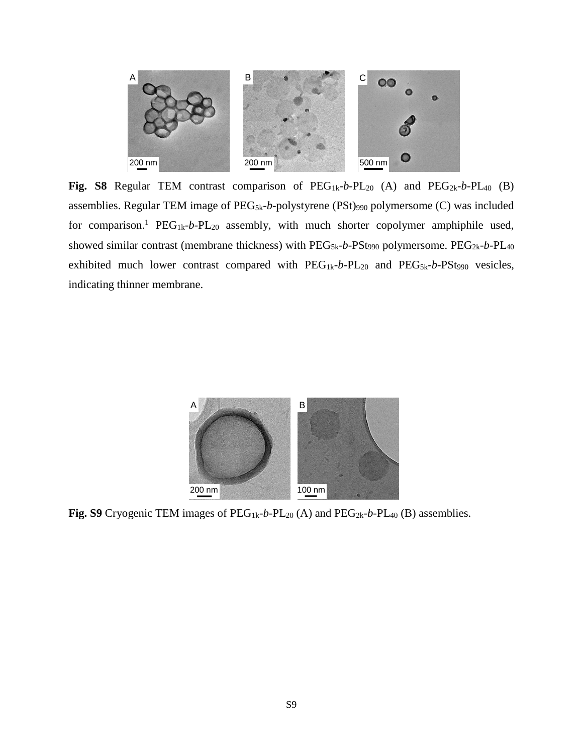A

200 nm

B

200 nm

C

500 nm

**Fig. S8** Regular TEM contrast comparison of $PEG_{1k}$-*b*-$PL_{20}$ (A) and $PEG_{2k}$-*b*-$PL_{40}$ (B) assemblies. Regular TEM image of $PEG_{5k}$-*b*-polystyrene $(PSt)_{990}$ polymersome (C) was included for comparison.[1] $PEG_{1k}$-*b*-$PL_{20}$ assembly, with much shorter copolymer amphiphile used, showed similar contrast (membrane thickness) with $PEG_{5k}$-*b*-$PSt_{990}$ polymersome. $PEG_{2k}$-*b*-$PL_{40}$ exhibited much lower contrast compared with $PEG_{1k}$-*b*-$PL_{20}$ and $PEG_{5k}$-*b*-$PSt_{990}$ vesicles, indicating thinner membrane.

A

200 nm

B

100 nm

**Fig. S9** Cryogenic TEM images of $PEG_{1k}$-*b*-$PL_{20}$ (A) and $PEG_{2k}$-*b*-$PL_{40}$ (B) assemblies.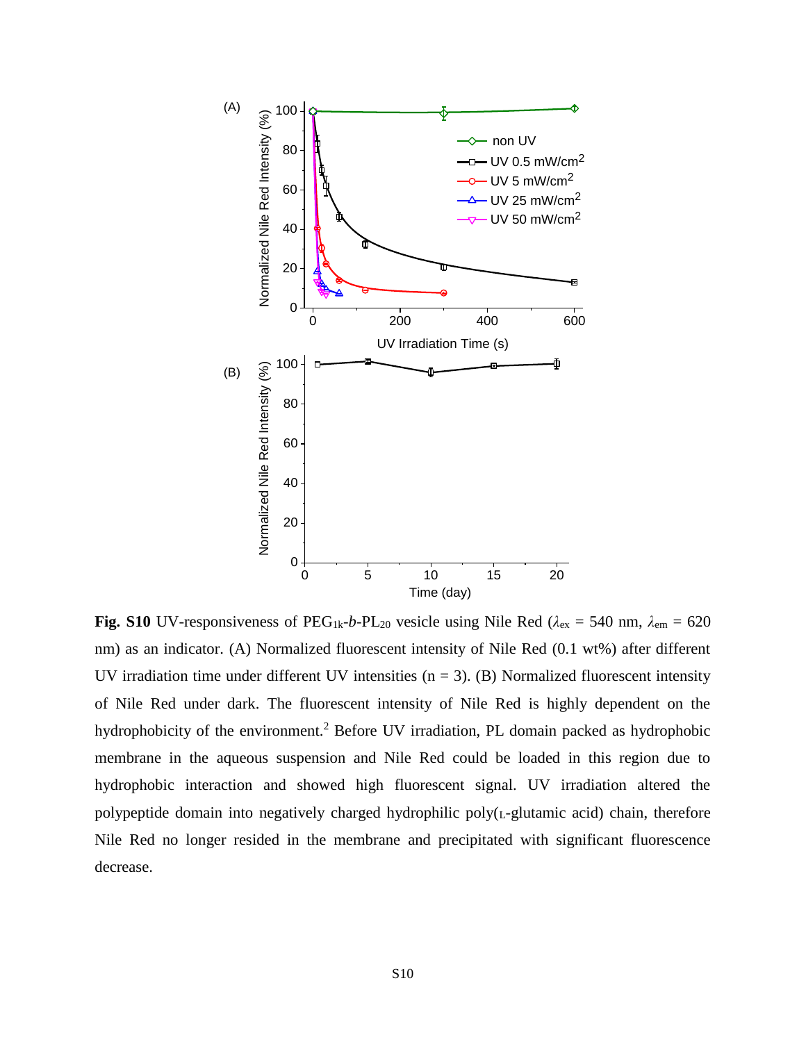(A)

Normalized Nile Red Intensity (%)

100
80
60
40
20
0

0
200
400
600

UV Irradiation Time (s)

non UV
UV 0.5 mW/cm2
UV 5 mW/cm2
UV 25 mW/cm2
UV 50 mW/cm2

(B)

Normalized Nile Red Intensity (%)

100
80
60
40
20
0

0
5
10
15
20

Time (day)

**Fig. S10** UV-responsiveness of PEG$_{1k}$-*b*-PL$_{20}$ vesicle using Nile Red ($\lambda_{ex}$ = 540 nm, $\lambda_{em}$ = 620 nm) as an indicator. (A) Normalized fluorescent intensity of Nile Red (0.1 wt%) after different UV irradiation time under different UV intensities (n = 3). (B) Normalized fluorescent intensity of Nile Red under dark. The fluorescent intensity of Nile Red is highly dependent on the hydrophobicity of the environment.[2] Before UV irradiation, PL domain packed as hydrophobic membrane in the aqueous suspension and Nile Red could be loaded in this region due to hydrophobic interaction and showed high fluorescent signal. UV irradiation altered the polypeptide domain into negatively charged hydrophilic poly(L-glutamic acid) chain, therefore Nile Red no longer resided in the membrane and precipitated with significant fluorescence decrease.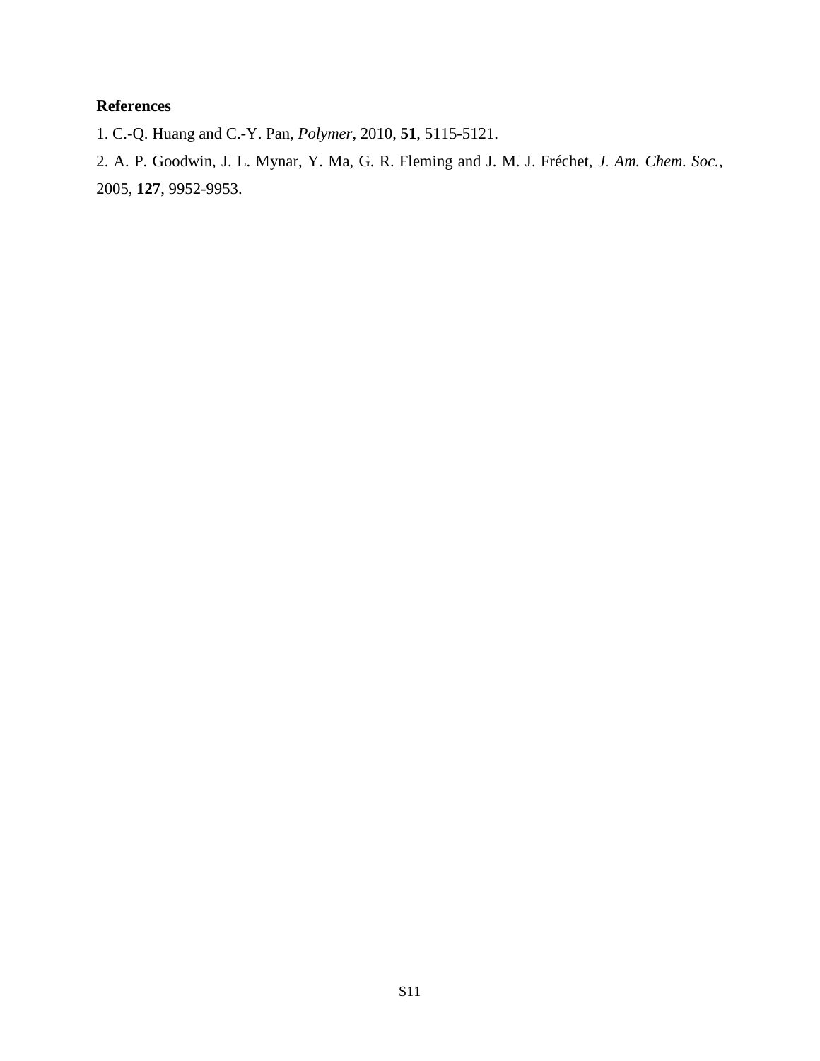**References**

1. C.-Q. Huang and C.-Y. Pan, *Polymer*, 2010, **51**, 5115-5121.

2. A. P. Goodwin, J. L. Mynar, Y. Ma, G. R. Fleming and J. M. J. Fréchet, *J. Am. Chem. Soc.*, 2005, **127**, 9952-9953.